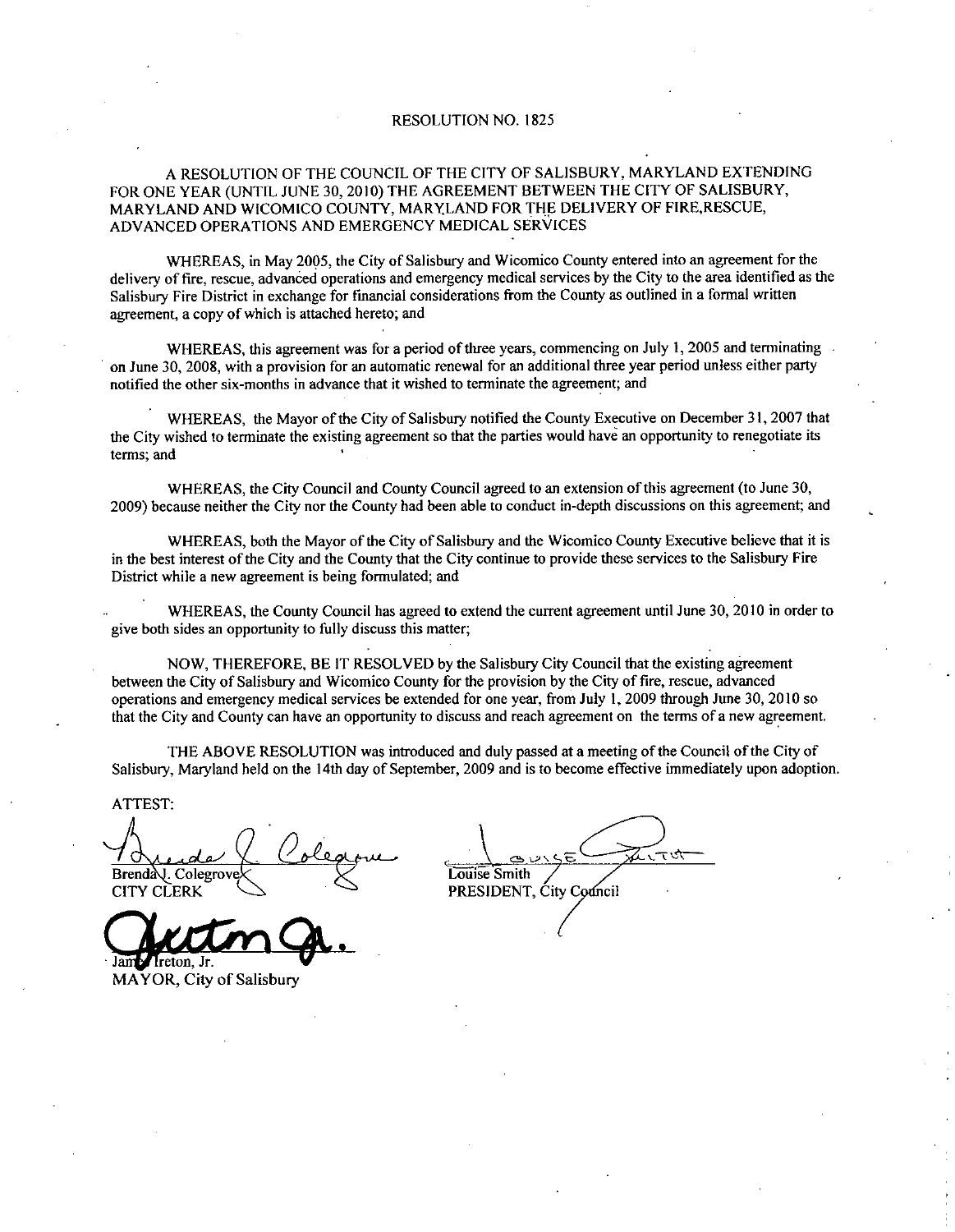# RESOLUTION NO. 1825

A RESOLUTION OF THE COUNCIL OF THE CITY OF SALISBURY, MARYLAND EXTENDING FOR ONE YEAR (UNTIL JUNE 30, 2010) THE AGREEMENT BETWEEN THE CITY OF SALISBURY, MARYLAND AND WICOMICO COUNTY, MARYLAND FOR THE DELIVERY OF FIRE,RESCUE, ADVANCED OPERATIONS AND EMERGENCY MEDICAL SERVICES

WHEREAS, in May 2005, the City of Salisbury and Wicomico County entered into an agreement for the delivery of fire, rescue, advanced operations and emergency medical services by the City to the area identified as the Salisbury Fire District in exchange for financial considerations from the County as outlined in a formal written agreement, a copy of which is attached hereto; and

WHEREAS, this agreement was for a period of three years, commencing on July 1, 2005 and terminating on June 30, 2008, with a provision for an automatic renewal for an additional three year period unless either party notified the other six-months in advance that it wished to terminate the agreement; and

WHEREAS, the Mayor of the City of Salisbury notified the County Executive on December 31, 2007 that the City wished to terminate the existing agreement so that the parties would have an opportunity to renegotiate its terms; and

WHEREAS, the City Council and County Council agreed to an extension of this agreement (to June 30, 2009) because neither the City nor the County had been able to conduct in-depth discussions on this agreement; and

WHEREAS, both the Mayor of the City of Salisbury and the Wicomico County Executive believe that it is in the best interest of the City and the County that the City continue to provide these services to the Salisbury Fire District while a new agreement is being formulated; and

WHEREAS, the County Council has agreed to extend the current agreement until June 30, 2010 in order to give both sides an opportunity to fully discuss this matter;

NOW, THEREFORE, BE IT RESOLVED by the Salisbury City Council that the existing agreement between the City of Salisbury and Wicomico County for the provision by the City of fire, rescue, advanced operations and emergency medical services be extended for one year, from July 1, 2009 through June 30, 2010 so that the City and County can have an opportunity to discuss and reach agreement on the terms of a new agreement.

THE ABOVE RESOLUTION was introduced and duly passed at a meeting of the Council of the City of Salisbury, Maryland held on the 14th day of September, 2009 and is to become effective immediately upon adoption.

ATTEST:

Brenda J. Colegrove
CITY CLERK

Louise Smith
PRESIDENT, City Council

James Ireton, Jr.
MAYOR, City of Salisbury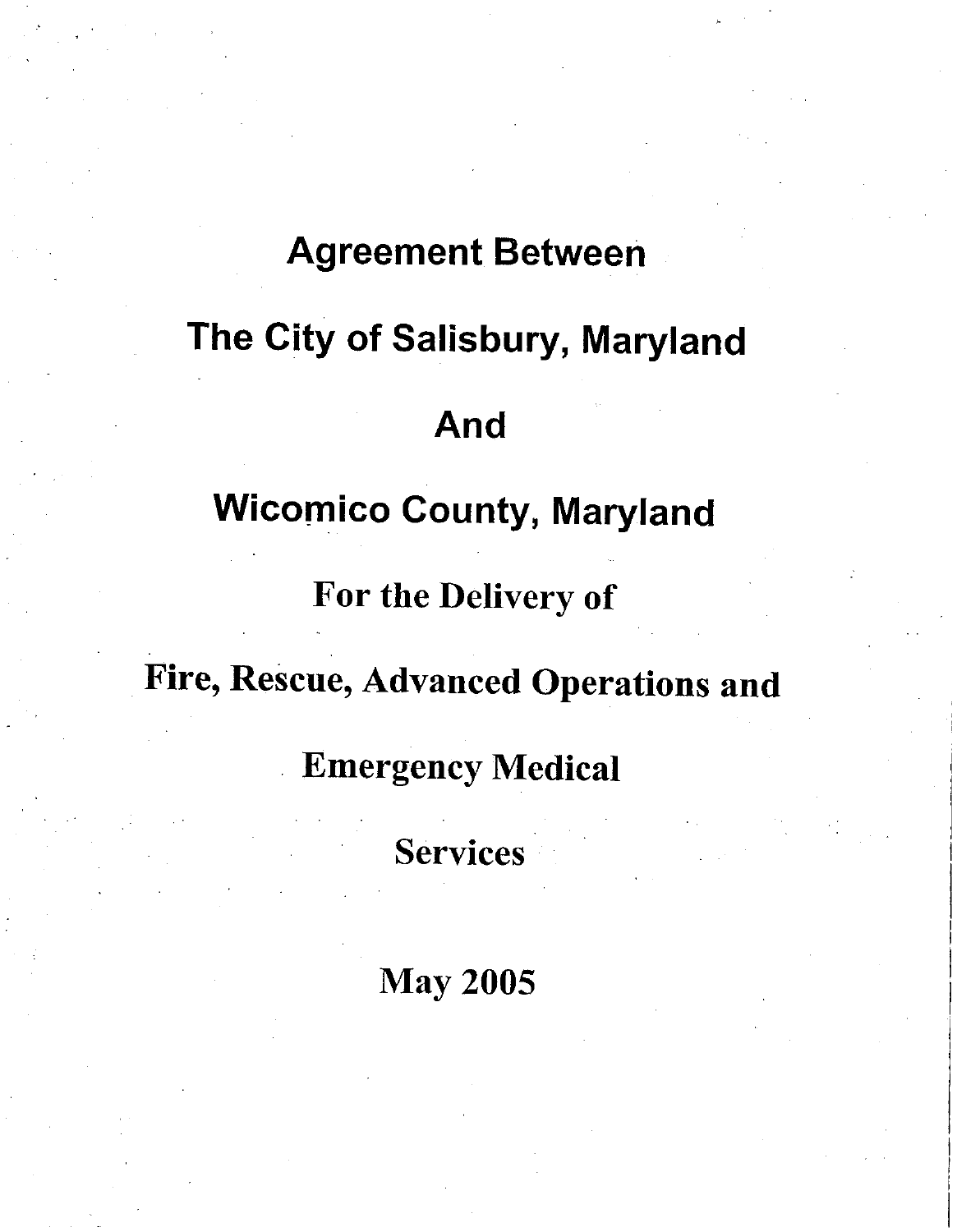# Agreement Between

# The City of Salisbury, Maryland

# And

# Wicomico County, Maryland

## For the Delivery of

## Fire, Rescue, Advanced Operations and

## Emergency Medical

## Services

## May 2005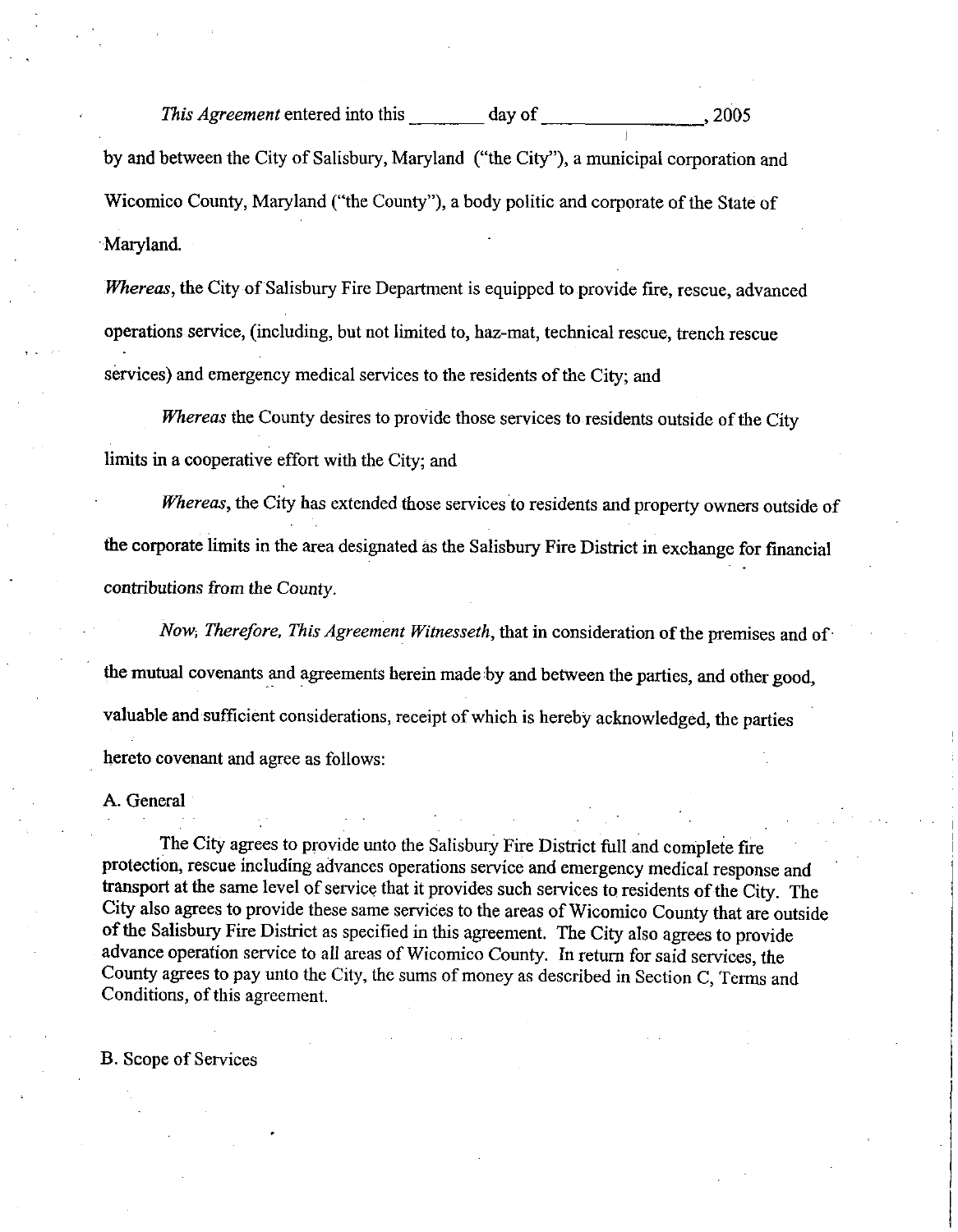*This Agreement* entered into this ________ day of ________________, 2005

by and between the City of Salisbury, Maryland ("the City"), a municipal corporation and Wicomico County, Maryland ("the County"), a body politic and corporate of the State of Maryland.

*Whereas*, the City of Salisbury Fire Department is equipped to provide fire, rescue, advanced operations service, (including, but not limited to, haz-mat, technical rescue, trench rescue services) and emergency medical services to the residents of the City; and

*Whereas* the County desires to provide those services to residents outside of the City limits in a cooperative effort with the City; and

*Whereas*, the City has extended those services to residents and property owners outside of the corporate limits in the area designated as the Salisbury Fire District in exchange for financial contributions from the County.

*Now, Therefore, This Agreement Witnesseth*, that in consideration of the premises and of the mutual covenants and agreements herein made by and between the parties, and other good, valuable and sufficient considerations, receipt of which is hereby acknowledged, the parties hereto covenant and agree as follows:

A. General

The City agrees to provide unto the Salisbury Fire District full and complete fire protection, rescue including advances operations service and emergency medical response and transport at the same level of service that it provides such services to residents of the City. The City also agrees to provide these same services to the areas of Wicomico County that are outside of the Salisbury Fire District as specified in this agreement. The City also agrees to provide advance operation service to all areas of Wicomico County. In return for said services, the County agrees to pay unto the City, the sums of money as described in Section C, Terms and Conditions, of this agreement.

B. Scope of Services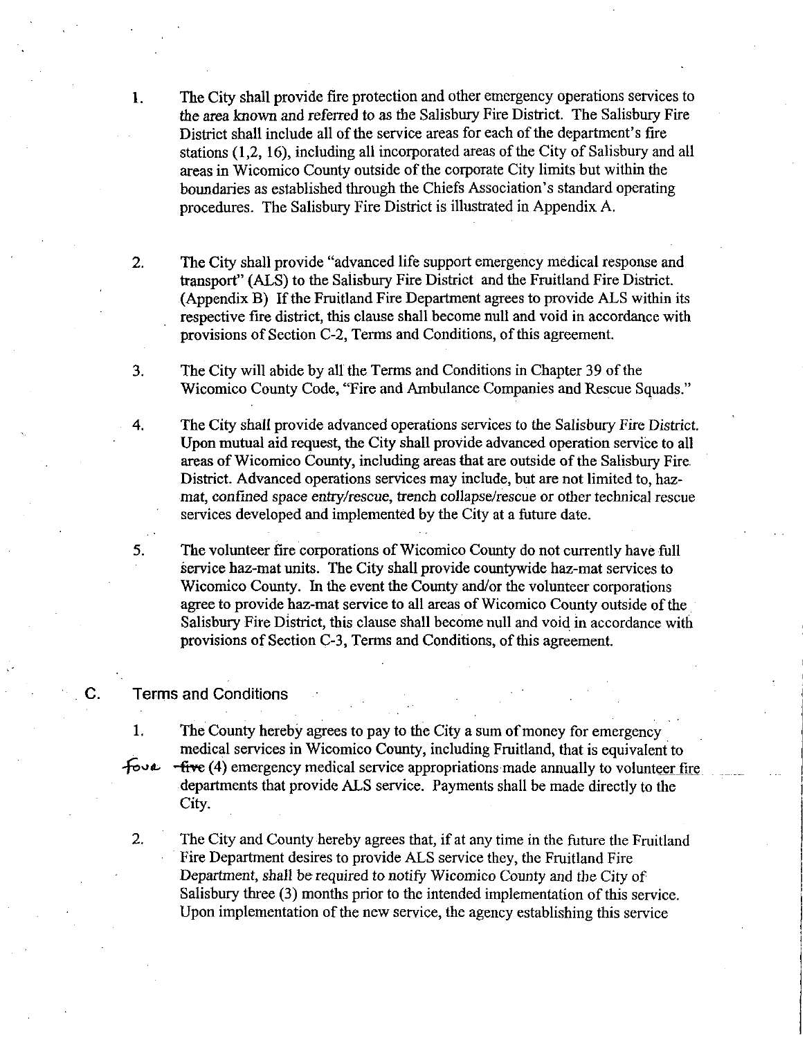1. The City shall provide fire protection and other emergency operations services to the area known and referred to as the Salisbury Fire District. The Salisbury Fire District shall include all of the service areas for each of the department's fire stations (1,2, 16), including all incorporated areas of the City of Salisbury and all areas in Wicomico County outside of the corporate City limits but within the boundaries as established through the Chiefs Association's standard operating procedures. The Salisbury Fire District is illustrated in Appendix A.

2. The City shall provide "advanced life support emergency medical response and transport" (ALS) to the Salisbury Fire District and the Fruitland Fire District. (Appendix B) If the Fruitland Fire Department agrees to provide ALS within its respective fire district, this clause shall become null and void in accordance with provisions of Section C-2, Terms and Conditions, of this agreement.

3. The City will abide by all the Terms and Conditions in Chapter 39 of the Wicomico County Code, "Fire and Ambulance Companies and Rescue Squads."

4. The City shall provide advanced operations services to the Salisbury Fire District. Upon mutual aid request, the City shall provide advanced operation service to all areas of Wicomico County, including areas that are outside of the Salisbury Fire District. Advanced operations services may include, but are not limited to, haz-mat, confined space entry/rescue, trench collapse/rescue or other technical rescue services developed and implemented by the City at a future date.

5. The volunteer fire corporations of Wicomico County do not currently have full service haz-mat units. The City shall provide countywide haz-mat services to Wicomico County. In the event the County and/or the volunteer corporations agree to provide haz-mat service to all areas of Wicomico County outside of the Salisbury Fire District, this clause shall become null and void in accordance with provisions of Section C-3, Terms and Conditions, of this agreement.

## C. Terms and Conditions

1. The County hereby agrees to pay to the City a sum of money for emergency medical services in Wicomico County, including Fruitland, that is equivalent to four ~~five~~ (4) emergency medical service appropriations made annually to volunteer fire departments that provide ALS service. Payments shall be made directly to the City.

2. The City and County hereby agrees that, if at any time in the future the Fruitland Fire Department desires to provide ALS service they, the Fruitland Fire Department, shall be required to notify Wicomico County and the City of Salisbury three (3) months prior to the intended implementation of this service. Upon implementation of the new service, the agency establishing this service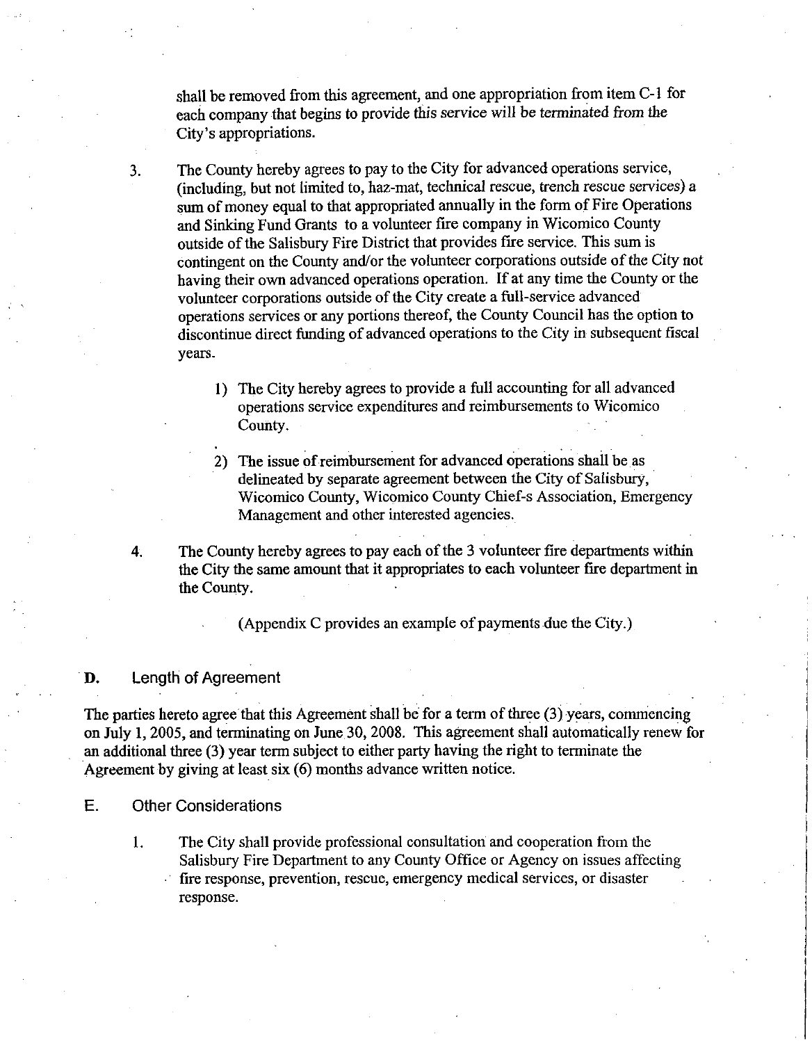shall be removed from this agreement, and one appropriation from item C-1 for each company that begins to provide this service will be terminated from the City's appropriations.

3. The County hereby agrees to pay to the City for advanced operations service, (including, but not limited to, haz-mat, technical rescue, trench rescue services) a sum of money equal to that appropriated annually in the form of Fire Operations and Sinking Fund Grants to a volunteer fire company in Wicomico County outside of the Salisbury Fire District that provides fire service. This sum is contingent on the County and/or the volunteer corporations outside of the City not having their own advanced operations operation. If at any time the County or the volunteer corporations outside of the City create a full-service advanced operations services or any portions thereof, the County Council has the option to discontinue direct funding of advanced operations to the City in subsequent fiscal years.

   1) The City hereby agrees to provide a full accounting for all advanced operations service expenditures and reimbursements to Wicomico County.

   2) The issue of reimbursement for advanced operations shall be as delineated by separate agreement between the City of Salisbury, Wicomico County, Wicomico County Chief-s Association, Emergency Management and other interested agencies.

4. The County hereby agrees to pay each of the 3 volunteer fire departments within the City the same amount that it appropriates to each volunteer fire department in the County.

   (Appendix C provides an example of payments due the City.)

## D. Length of Agreement

The parties hereto agree that this Agreement shall be for a term of three (3) years, commencing on July 1, 2005, and terminating on June 30, 2008. This agreement shall automatically renew for an additional three (3) year term subject to either party having the right to terminate the Agreement by giving at least six (6) months advance written notice.

## E. Other Considerations

1. The City shall provide professional consultation and cooperation from the Salisbury Fire Department to any County Office or Agency on issues affecting fire response, prevention, rescue, emergency medical services, or disaster response.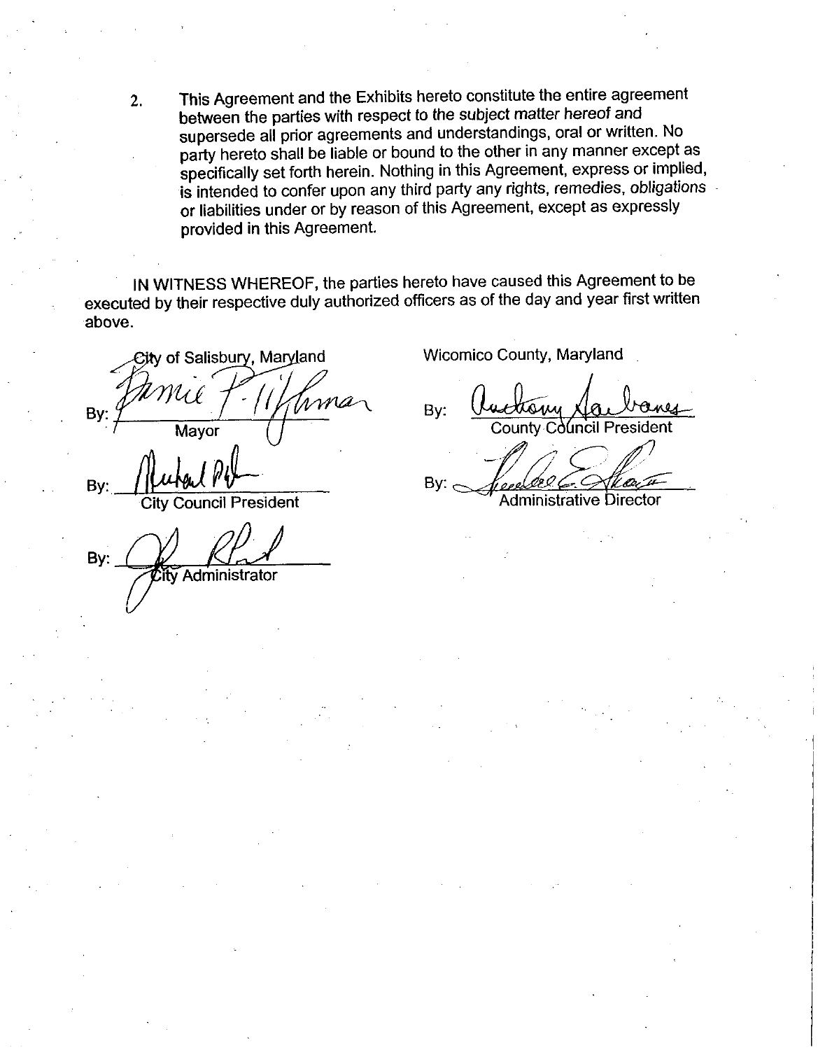2. This Agreement and the Exhibits hereto constitute the entire agreement between the parties with respect to the subject matter hereof and supersede all prior agreements and understandings, oral or written. No party hereto shall be liable or bound to the other in any manner except as specifically set forth herein. Nothing in this Agreement, express or implied, is intended to confer upon any third party any rights, remedies, obligations or liabilities under or by reason of this Agreement, except as expressly provided in this Agreement.

IN WITNESS WHEREOF, the parties hereto have caused this Agreement to be executed by their respective duly authorized officers as of the day and year first written above.

City of Salisbury, Maryland

By: ______________________
Mayor

By: ______________________
City Council President

By: ______________________
City Administrator

Wicomico County, Maryland

By: ______________________
County Council President

By: ______________________
Administrative Director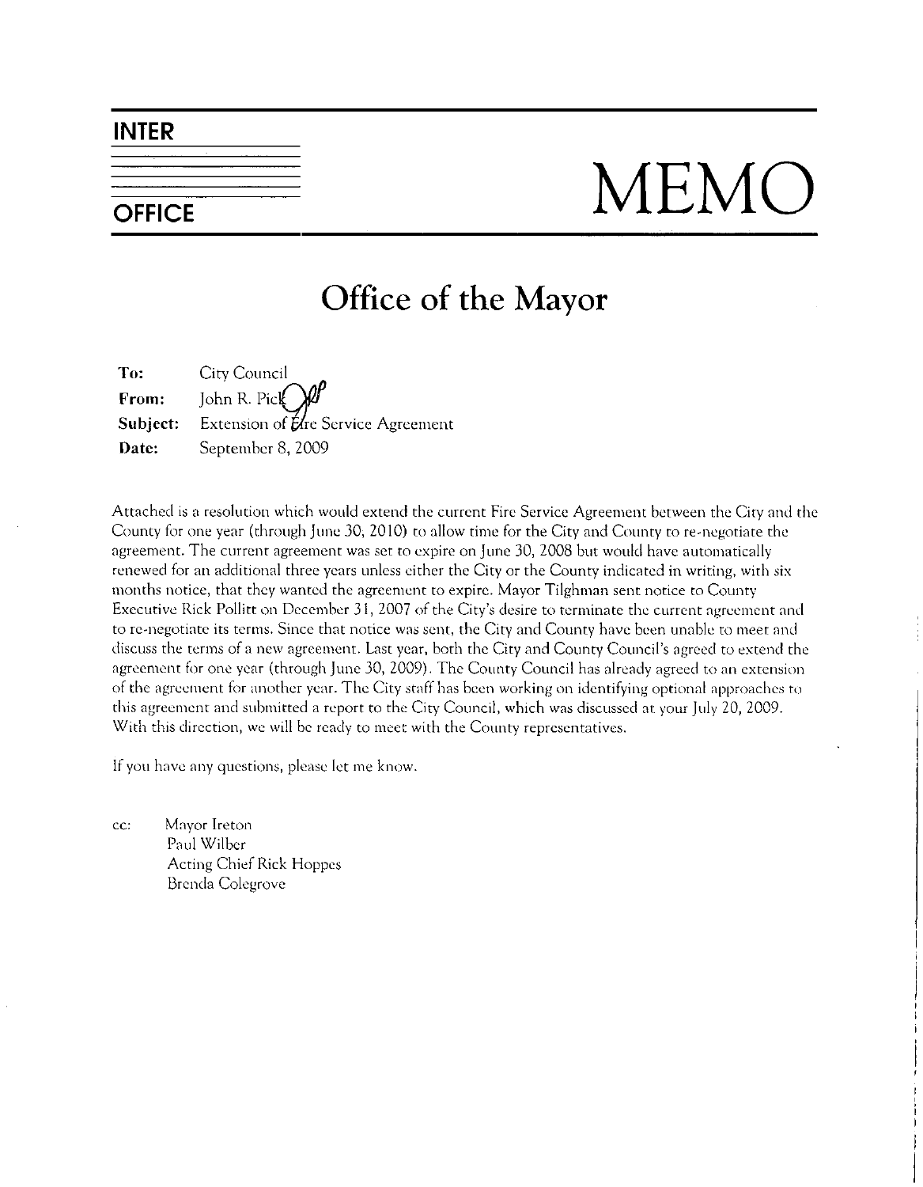**INTER**

**OFFICE**

# MEMO

## Office of the Mayor

**To:** City Council
**From:** John R. Pick
**Subject:** Extension of Fire Service Agreement
**Date:** September 8, 2009

Attached is a resolution which would extend the current Fire Service Agreement between the City and the County for one year (through June 30, 2010) to allow time for the City and County to re-negotiate the agreement. The current agreement was set to expire on June 30, 2008 but would have automatically renewed for an additional three years unless either the City or the County indicated in writing, with six months notice, that they wanted the agreement to expire. Mayor Tilghman sent notice to County Executive Rick Pollitt on December 31, 2007 of the City's desire to terminate the current agreement and to re-negotiate its terms. Since that notice was sent, the City and County have been unable to meet and discuss the terms of a new agreement. Last year, both the City and County Council's agreed to extend the agreement for one year (through June 30, 2009). The County Council has already agreed to an extension of the agreement for another year. The City staff has been working on identifying optional approaches to this agreement and submitted a report to the City Council, which was discussed at your July 20, 2009. With this direction, we will be ready to meet with the County representatives.

If you have any questions, please let me know.

cc: Mayor Ireton
Paul Wilber
Acting Chief Rick Hoppes
Brenda Colegrove